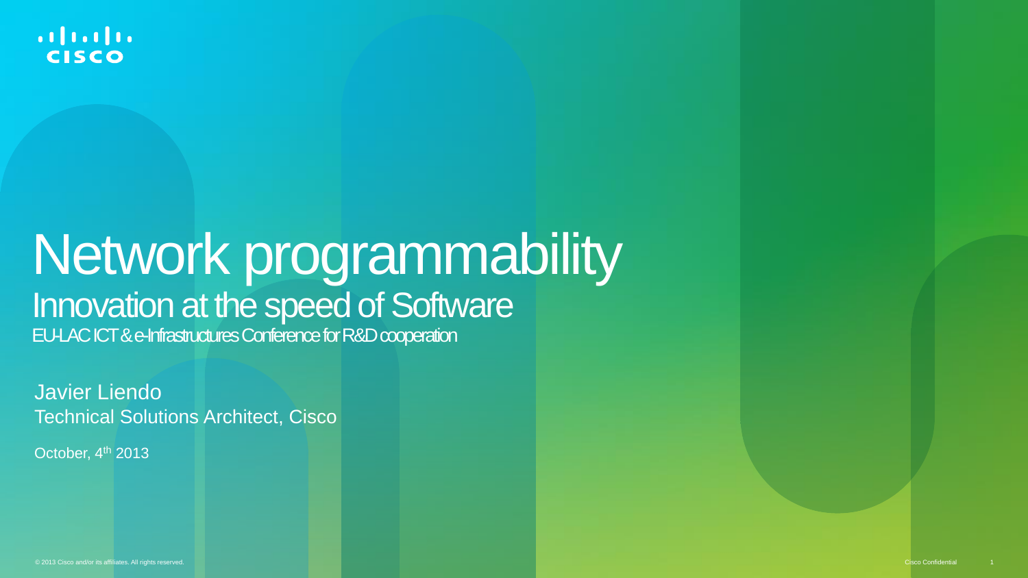# Network programmability

## Innovation at the speed of Software

EU-LAC ICT & e-Infrastructures Conference for R&D cooperation

Javier Liendo
Technical Solutions Architect, Cisco

October, 4th 2013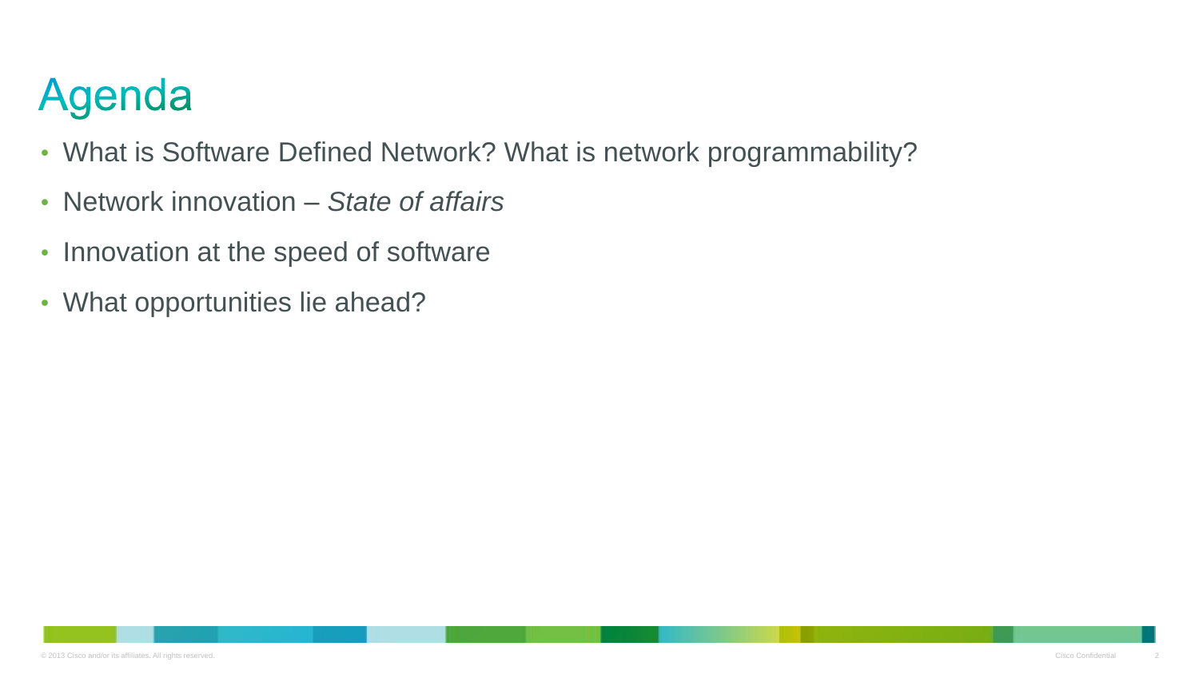# Agenda

- What is Software Defined Network? What is network programmability?
- Network innovation – *State of affairs*
- Innovation at the speed of software
- What opportunities lie ahead?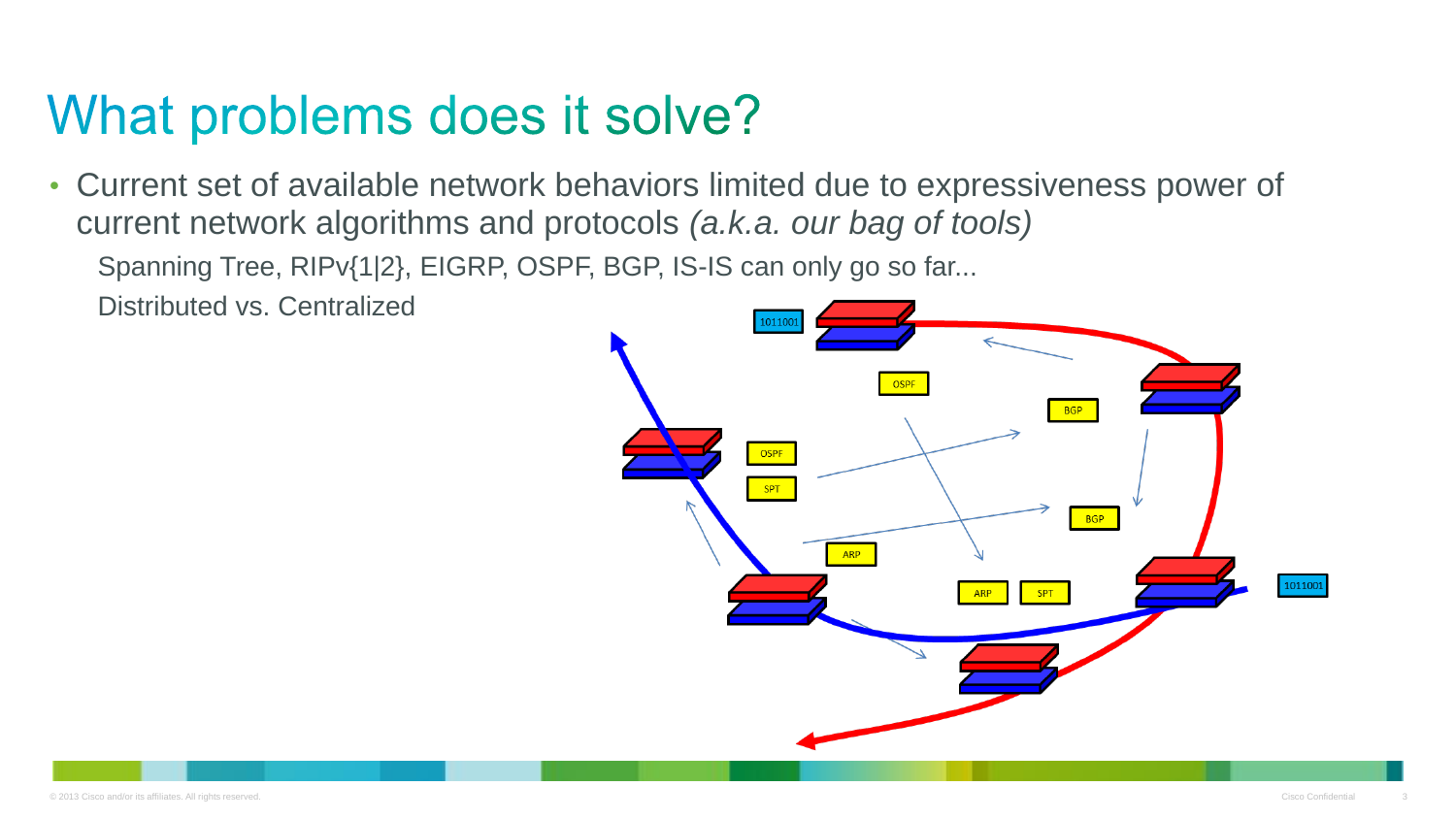# What problems does it solve?

- Current set of available network behaviors limited due to expressiveness power of current network algorithms and protocols *(a.k.a. our bag of tools)*
  - Spanning Tree, RIPv{1|2}, EIGRP, OSPF, BGP, IS-IS can only go so far...
  - Distributed vs. Centralized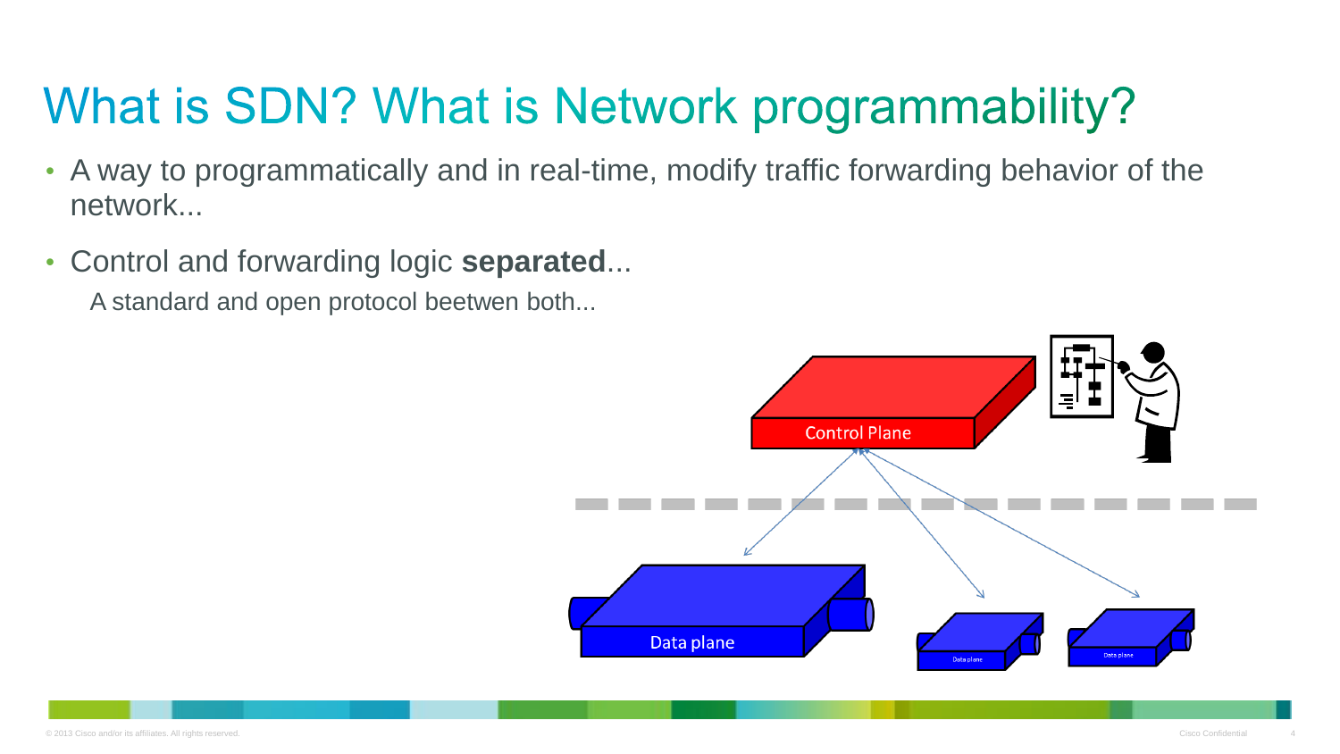# What is SDN? What is Network programmability?

- A way to programmatically and in real-time, modify traffic forwarding behavior of the network...
- Control and forwarding logic **separated**...

  A standard and open protocol beetwen both...

Control Plane

Data plane

Data plane

Data plane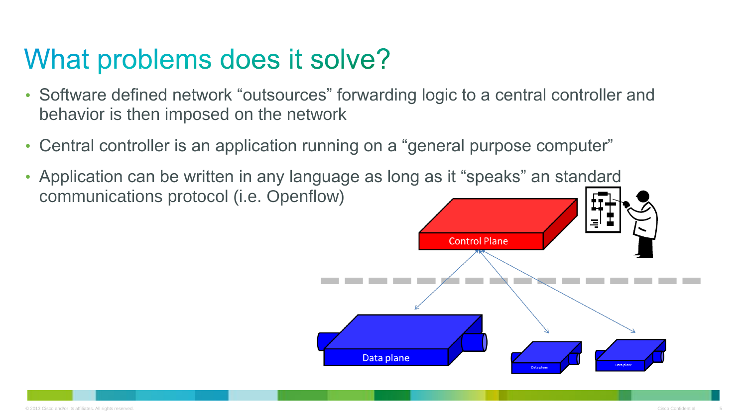# What problems does it solve?

- Software defined network “outsources” forwarding logic to a central controller and behavior is then imposed on the network
- Central controller is an application running on a “general purpose computer”
- Application can be written in any language as long as it “speaks” an standard communications protocol (i.e. Openflow)

Control Plane

Data plane

Data plane

Data plane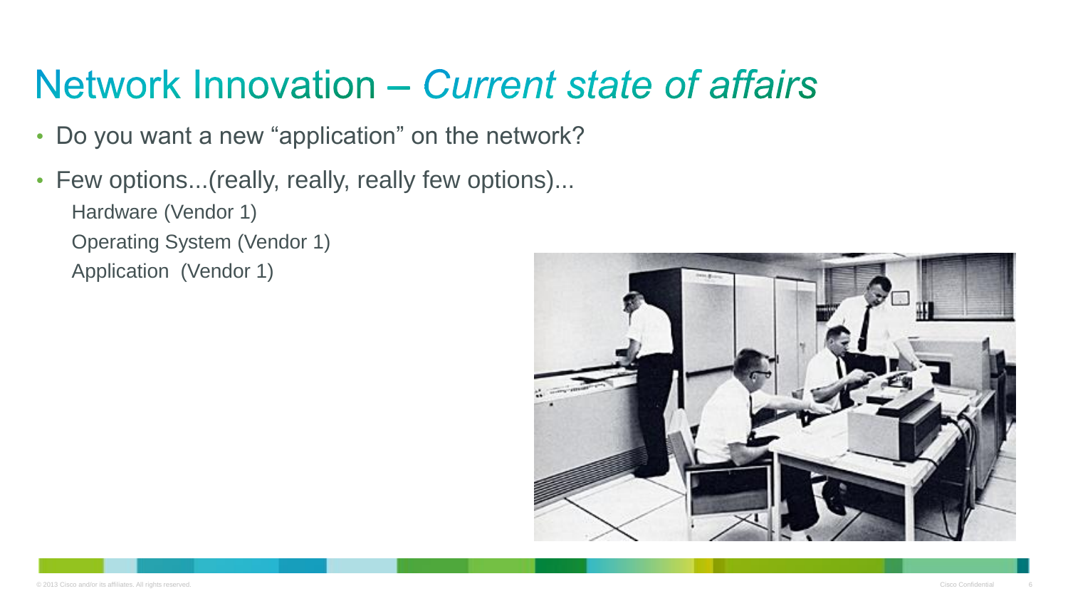# Network Innovation – *Current state of affairs*

- Do you want a new “application” on the network?
- Few options...(really, really, really few options)...
  - Hardware (Vendor 1)
  - Operating System (Vendor 1)
  - Application (Vendor 1)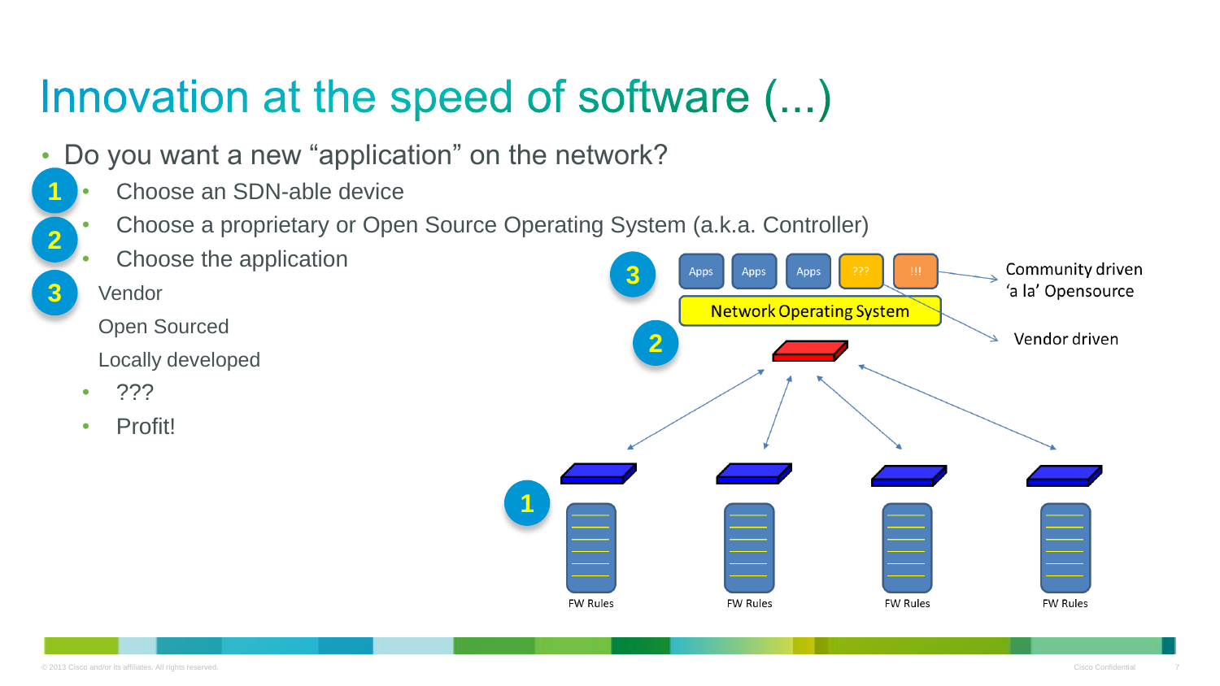# Innovation at the speed of software (...)

- Do you want a new “application” on the network?
  - Choose an SDN-able device
  - Choose a proprietary or Open Source Operating System (a.k.a. Controller)
  - Choose the application
    - Vendor
    - Open Sourced
    - Locally developed
  - ???
  - Profit!

Apps | Apps | Apps | ??? | !!!

Community driven ‘a la’ Opensource

Vendor driven

Network Operating System

FW Rules | FW Rules | FW Rules | FW Rules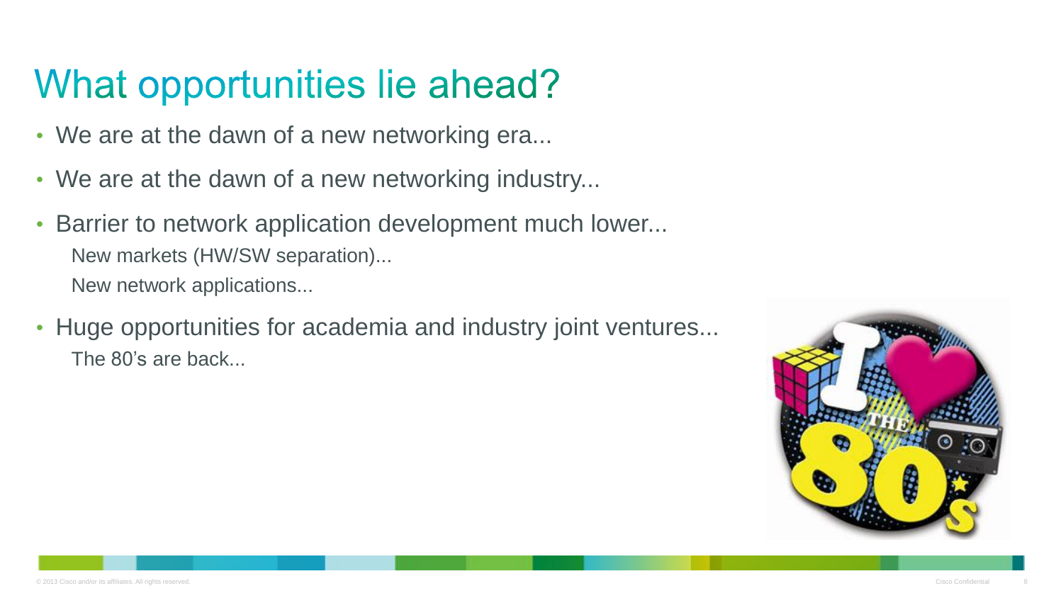# What opportunities lie ahead?

- We are at the dawn of a new networking era...
- We are at the dawn of a new networking industry...
- Barrier to network application development much lower...
  - New markets (HW/SW separation)...
  - New network applications...
- Huge opportunities for academia and industry joint ventures...
  - The 80's are back...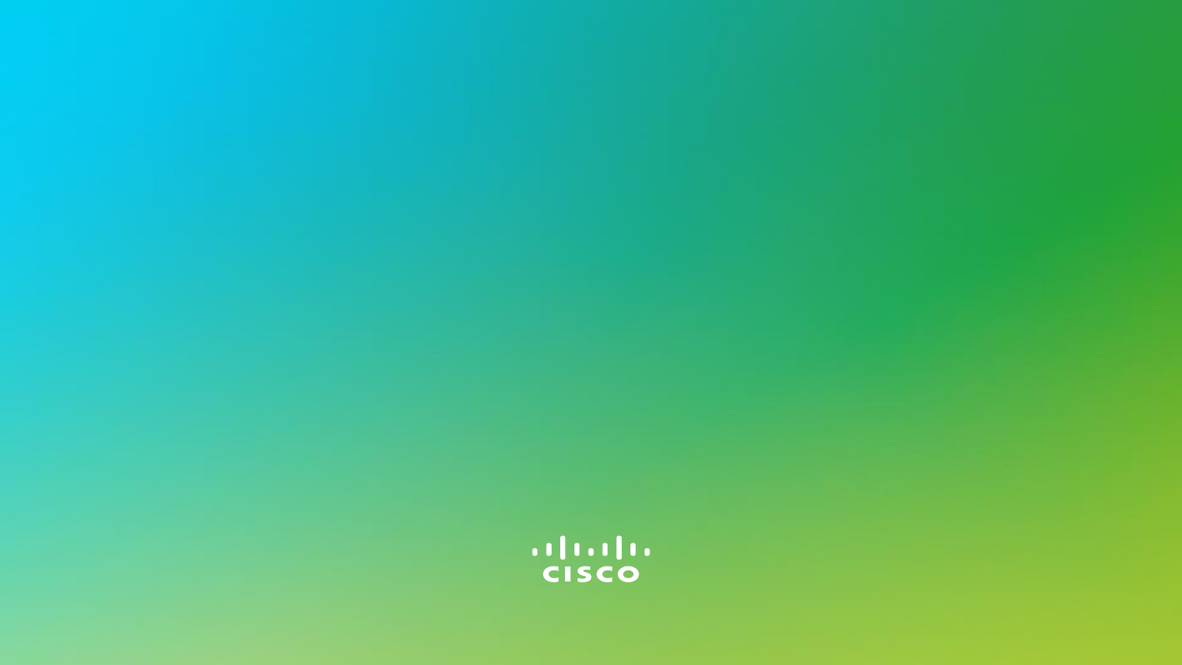cisco